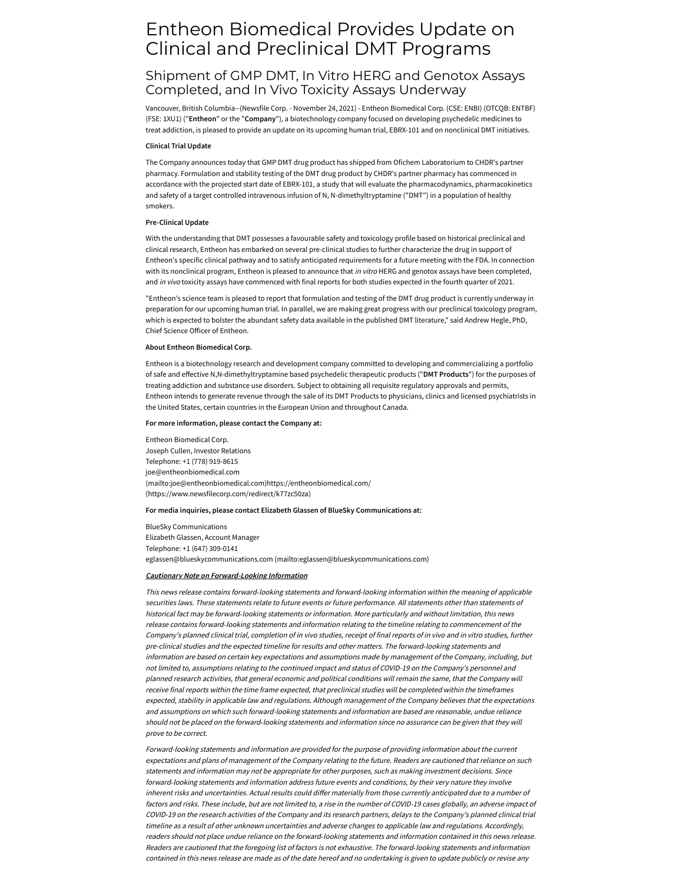# Entheon Biomedical Provides Update on Clinical and Preclinical DMT Programs

## Shipment of GMP DMT, In Vitro HERG and Genotox Assays Completed, and In Vivo Toxicity Assays Underway

Vancouver, British Columbia--(Newsfile Corp. - November 24, 2021) - Entheon Biomedical Corp. (CSE: ENBI) (OTCQB: ENTBF) (FSE: 1XU1) ("**Entheon**" or the "**Company**"), a biotechnology company focused on developing psychedelic medicines to treat addiction, is pleased to provide an update on its upcoming human trial, EBRX-101 and on nonclinical DMT initiatives.

**Clinical Trial Update**

The Company announces today that GMP DMT drug product has shipped from Ofichem Laboratorium to CHDR's partner pharmacy. Formulation and stability testing of the DMT drug product by CHDR's partner pharmacy has commenced in accordance with the projected start date of EBRX-101, a study that will evaluate the pharmacodynamics, pharmacokinetics and safety of a target controlled intravenous infusion of N, N-dimethyltryptamine ("DMT") in a population of healthy smokers.

**Pre-Clinical Update**

With the understanding that DMT possesses a favourable safety and toxicology profile based on historical preclinical and clinical research, Entheon has embarked on several pre-clinical studies to further characterize the drug in support of Entheon's specific clinical pathway and to satisfy anticipated requirements for a future meeting with the FDA. In connection with its nonclinical program, Entheon is pleased to announce that *in vitro* HERG and genotox assays have been completed, and *in vivo* toxicity assays have commenced with final reports for both studies expected in the fourth quarter of 2021.

"Entheon's science team is pleased to report that formulation and testing of the DMT drug product is currently underway in preparation for our upcoming human trial. In parallel, we are making great progress with our preclinical toxicology program, which is expected to bolster the abundant safety data available in the published DMT literature," said Andrew Hegle, PhD, Chief Science Officer of Entheon.

**About Entheon Biomedical Corp.**

Entheon is a biotechnology research and development company committed to developing and commercializing a portfolio of safe and effective N,N-dimethyltryptamine based psychedelic therapeutic products ("**DMT Products**") for the purposes of treating addiction and substance use disorders. Subject to obtaining all requisite regulatory approvals and permits, Entheon intends to generate revenue through the sale of its DMT Products to physicians, clinics and licensed psychiatrists in the United States, certain countries in the European Union and throughout Canada.

**For more information, please contact the Company at:**

Entheon Biomedical Corp.
Joseph Cullen, Investor Relations
Telephone: +1 (778) 919-8615
joe@entheonbiomedical.com
(mailto:joe@entheonbiomedical.com)https://entheonbiomedical.com/
(https://www.newsfilecorp.com/redirect/k77zc50za)

**For media inquiries, please contact Elizabeth Glassen of BlueSky Communications at:**

BlueSky Communications
Elizabeth Glassen, Account Manager
Telephone: +1 (647) 309-0141
eglassen@blueskycommunications.com (mailto:eglassen@blueskycommunications.com)

***Cautionary Note on Forward-Looking Information***

*This news release contains forward-looking statements and forward-looking information within the meaning of applicable securities laws. These statements relate to future events or future performance. All statements other than statements of historical fact may be forward-looking statements or information. More particularly and without limitation, this news release contains forward-looking statements and information relating to the timeline relating to commencement of the Company's planned clinical trial, completion of in vivo studies, receipt of final reports of in vivo and in vitro studies, further pre-clinical studies and the expected timeline for results and other matters. The forward-looking statements and information are based on certain key expectations and assumptions made by management of the Company, including, but not limited to, assumptions relating to the continued impact and status of COVID-19 on the Company's personnel and planned research activities, that general economic and political conditions will remain the same, that the Company will receive final reports within the time frame expected, that preclinical studies will be completed within the timeframes expected, stability in applicable law and regulations. Although management of the Company believes that the expectations and assumptions on which such forward-looking statements and information are based are reasonable, undue reliance should not be placed on the forward-looking statements and information since no assurance can be given that they will prove to be correct.*

*Forward-looking statements and information are provided for the purpose of providing information about the current expectations and plans of management of the Company relating to the future. Readers are cautioned that reliance on such statements and information may not be appropriate for other purposes, such as making investment decisions. Since forward-looking statements and information address future events and conditions, by their very nature they involve inherent risks and uncertainties. Actual results could differ materially from those currently anticipated due to a number of factors and risks. These include, but are not limited to, a rise in the number of COVID-19 cases globally, an adverse impact of COVID-19 on the research activities of the Company and its research partners, delays to the Company's planned clinical trial timeline as a result of other unknown uncertainties and adverse changes to applicable law and regulations. Accordingly, readers should not place undue reliance on the forward-looking statements and information contained in this news release. Readers are cautioned that the foregoing list of factors is not exhaustive. The forward-looking statements and information contained in this news release are made as of the date hereof and no undertaking is given to update publicly or revise any*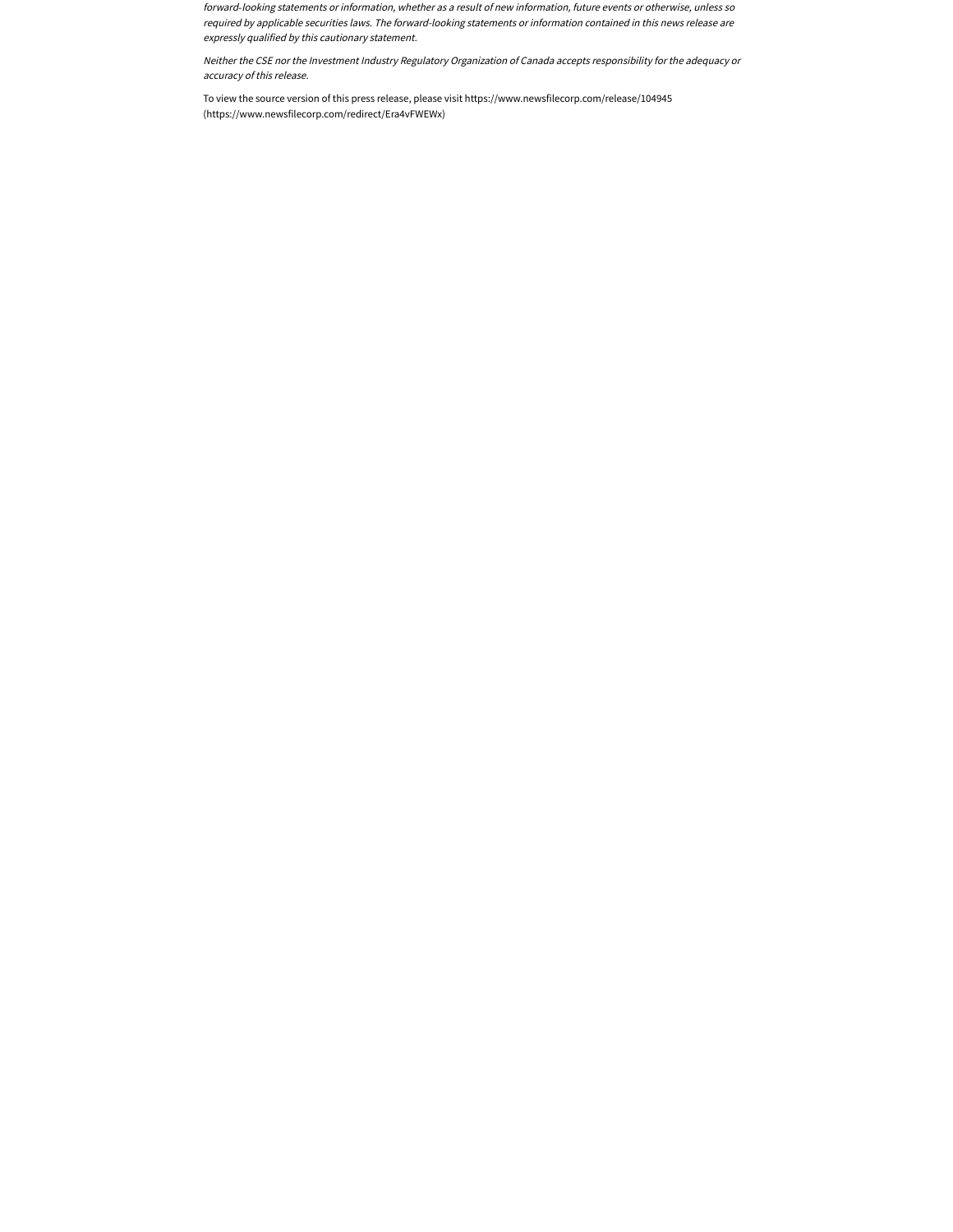*forward-looking statements or information, whether as a result of new information, future events or otherwise, unless so required by applicable securities laws. The forward-looking statements or information contained in this news release are expressly qualified by this cautionary statement.*

*Neither the CSE nor the Investment Industry Regulatory Organization of Canada accepts responsibility for the adequacy or accuracy of this release.*

To view the source version of this press release, please visit https://www.newsfilecorp.com/release/104945 (https://www.newsfilecorp.com/redirect/Era4vFWEWx)